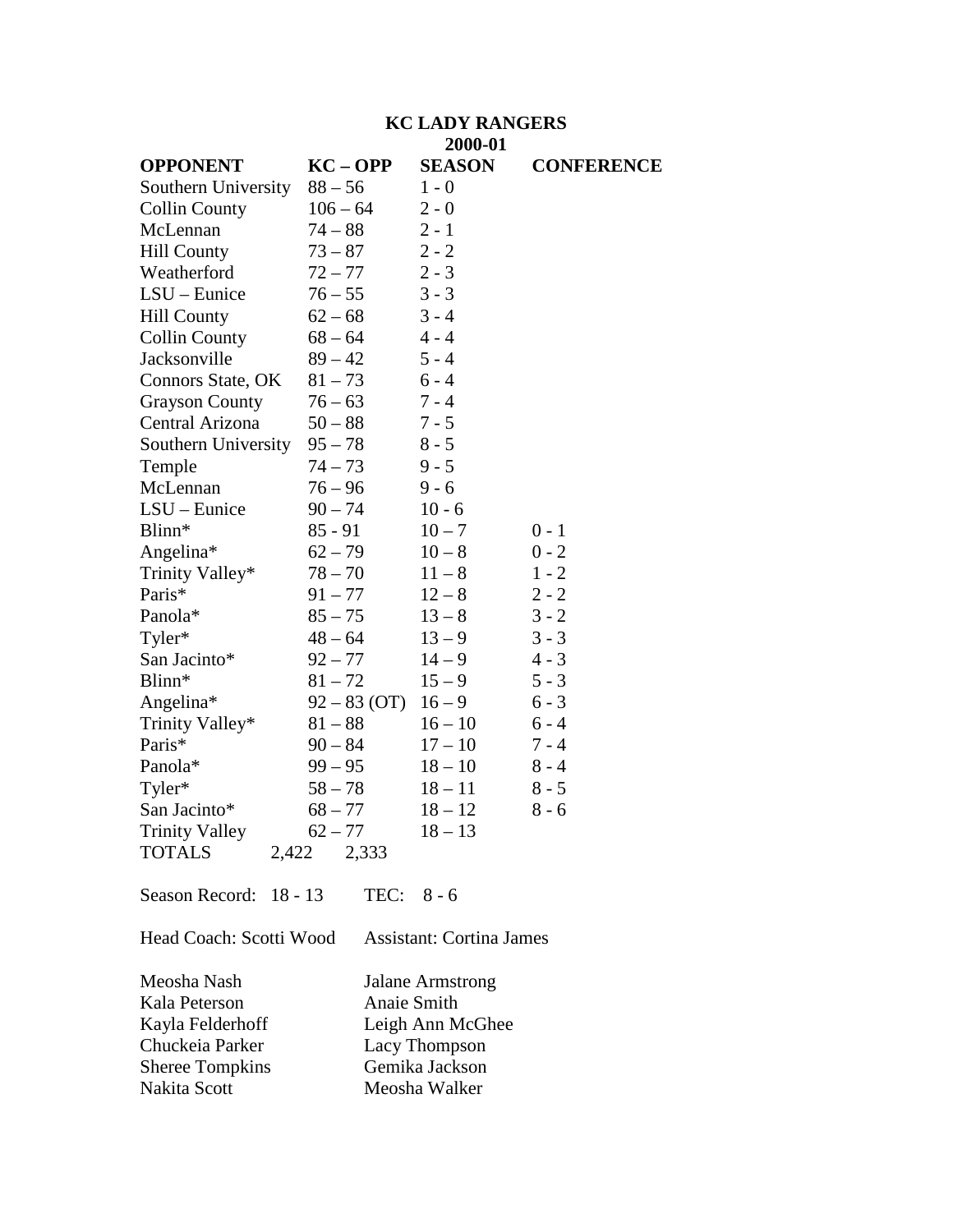# KC LADY RANGERS

## 2000-01

| OPPONENT | KC – OPP | SEASON | CONFERENCE |
|---|---|---|---|
| Southern University | 88 – 56 | 1 - 0 | |
| Collin County | 106 – 64 | 2 - 0 | |
| McLennan | 74 – 88 | 2 - 1 | |
| Hill County | 73 – 87 | 2 - 2 | |
| Weatherford | 72 – 77 | 2 - 3 | |
| LSU – Eunice | 76 – 55 | 3 - 3 | |
| Hill County | 62 – 68 | 3 - 4 | |
| Collin County | 68 – 64 | 4 - 4 | |
| Jacksonville | 89 – 42 | 5 - 4 | |
| Connors State, OK | 81 – 73 | 6 - 4 | |
| Grayson County | 76 – 63 | 7 - 4 | |
| Central Arizona | 50 – 88 | 7 - 5 | |
| Southern University | 95 – 78 | 8 - 5 | |
| Temple | 74 – 73 | 9 - 5 | |
| McLennan | 76 – 96 | 9 - 6 | |
| LSU – Eunice | 90 – 74 | 10 - 6 | |
| Blinn* | 85 - 91 | 10 – 7 | 0 - 1 |
| Angelina* | 62 – 79 | 10 – 8 | 0 - 2 |
| Trinity Valley* | 78 – 70 | 11 – 8 | 1 - 2 |
| Paris* | 91 – 77 | 12 – 8 | 2 - 2 |
| Panola* | 85 – 75 | 13 – 8 | 3 - 2 |
| Tyler* | 48 – 64 | 13 – 9 | 3 - 3 |
| San Jacinto* | 92 – 77 | 14 – 9 | 4 - 3 |
| Blinn* | 81 – 72 | 15 – 9 | 5 - 3 |
| Angelina* | 92 – 83 (OT) | 16 – 9 | 6 - 3 |
| Trinity Valley* | 81 – 88 | 16 – 10 | 6 - 4 |
| Paris* | 90 – 84 | 17 – 10 | 7 - 4 |
| Panola* | 99 – 95 | 18 – 10 | 8 - 4 |
| Tyler* | 58 – 78 | 18 – 11 | 8 - 5 |
| San Jacinto* | 68 – 77 | 18 – 12 | 8 - 6 |
| Trinity Valley | 62 – 77 | 18 – 13 | |
| TOTALS | 2,422 2,333 | | |

Season Record: 18 - 13 TEC: 8 - 6

Head Coach: Scotti Wood Assistant: Cortina James

| | |
|---|---|
| Meosha Nash | Jalane Armstrong |
| Kala Peterson | Anaie Smith |
| Kayla Felderhoff | Leigh Ann McGhee |
| Chuckeia Parker | Lacy Thompson |
| Sheree Tompkins | Gemika Jackson |
| Nakita Scott | Meosha Walker |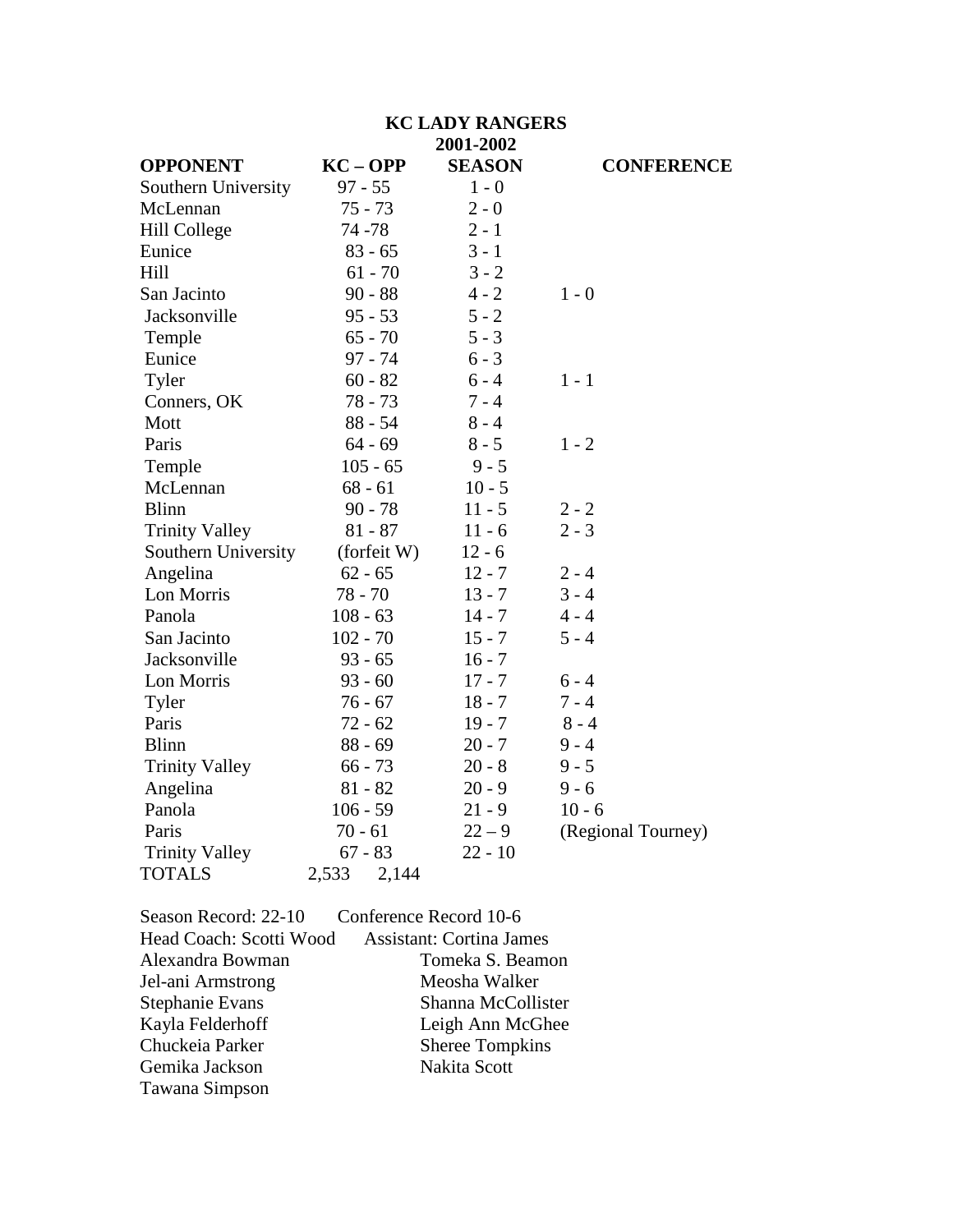# KC LADY RANGERS

## 2001-2002

| OPPONENT | KC – OPP | SEASON | CONFERENCE |
|---|---|---|---|
| Southern University | 97 - 55 | 1 - 0 | |
| McLennan | 75 - 73 | 2 - 0 | |
| Hill College | 74 -78 | 2 - 1 | |
| Eunice | 83 - 65 | 3 - 1 | |
| Hill | 61 - 70 | 3 - 2 | |
| San Jacinto | 90 - 88 | 4 - 2 | 1 - 0 |
| Jacksonville | 95 - 53 | 5 - 2 | |
| Temple | 65 - 70 | 5 - 3 | |
| Eunice | 97 - 74 | 6 - 3 | |
| Tyler | 60 - 82 | 6 - 4 | 1 - 1 |
| Conners, OK | 78 - 73 | 7 - 4 | |
| Mott | 88 - 54 | 8 - 4 | |
| Paris | 64 - 69 | 8 - 5 | 1 - 2 |
| Temple | 105 - 65 | 9 - 5 | |
| McLennan | 68 - 61 | 10 - 5 | |
| Blinn | 90 - 78 | 11 - 5 | 2 - 2 |
| Trinity Valley | 81 - 87 | 11 - 6 | 2 - 3 |
| Southern University | (forfeit W) | 12 - 6 | |
| Angelina | 62 - 65 | 12 - 7 | 2 - 4 |
| Lon Morris | 78 - 70 | 13 - 7 | 3 - 4 |
| Panola | 108 - 63 | 14 - 7 | 4 - 4 |
| San Jacinto | 102 - 70 | 15 - 7 | 5 - 4 |
| Jacksonville | 93 - 65 | 16 - 7 | |
| Lon Morris | 93 - 60 | 17 - 7 | 6 - 4 |
| Tyler | 76 - 67 | 18 - 7 | 7 - 4 |
| Paris | 72 - 62 | 19 - 7 | 8 - 4 |
| Blinn | 88 - 69 | 20 - 7 | 9 - 4 |
| Trinity Valley | 66 - 73 | 20 - 8 | 9 - 5 |
| Angelina | 81 - 82 | 20 - 9 | 9 - 6 |
| Panola | 106 - 59 | 21 - 9 | 10 - 6 |
| Paris | 70 - 61 | 22 – 9 | (Regional Tourney) |
| Trinity Valley | 67 - 83 | 22 - 10 | |
| TOTALS | 2,533 2,144 | | |

Season Record: 22-10 Conference Record 10-6

Head Coach: Scotti Wood Assistant: Cortina James

Alexandra Bowman
Jel-ani Armstrong
Stephanie Evans
Kayla Felderhoff
Chuckeia Parker
Gemika Jackson
Tawana Simpson
Tomeka S. Beamon
Meosha Walker
Shanna McCollister
Leigh Ann McGhee
Sheree Tompkins
Nakita Scott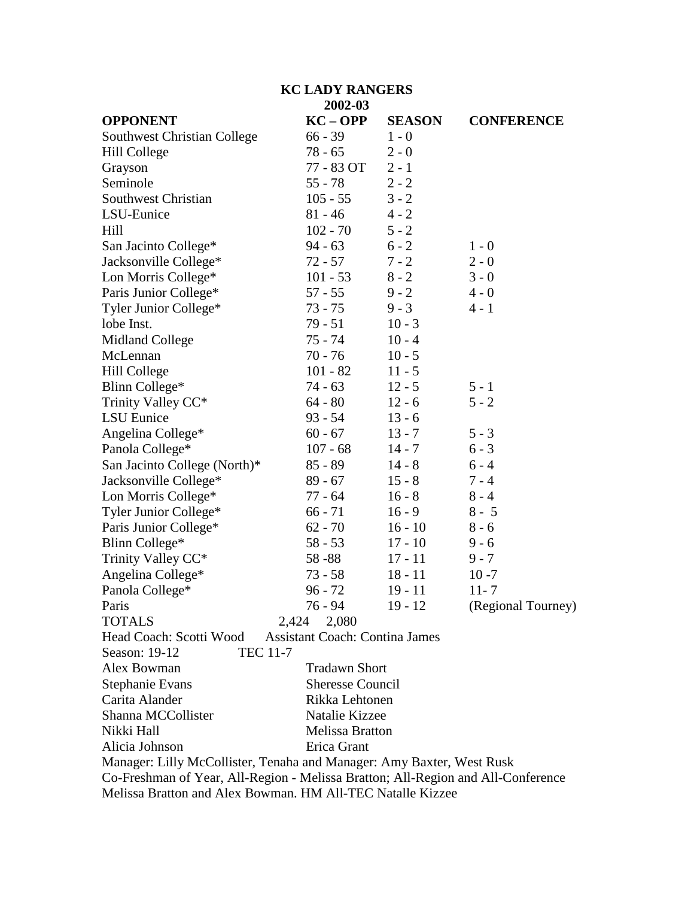# KC LADY RANGERS

## 2002-03

| OPPONENT | KC – OPP | SEASON | CONFERENCE |
|---|---|---|---|
| Southwest Christian College | 66 - 39 | 1 - 0 | |
| Hill College | 78 - 65 | 2 - 0 | |
| Grayson | 77 - 83 OT | 2 - 1 | |
| Seminole | 55 - 78 | 2 - 2 | |
| Southwest Christian | 105 - 55 | 3 - 2 | |
| LSU-Eunice | 81 - 46 | 4 - 2 | |
| Hill | 102 - 70 | 5 - 2 | |
| San Jacinto College* | 94 - 63 | 6 - 2 | 1 - 0 |
| Jacksonville College* | 72 - 57 | 7 - 2 | 2 - 0 |
| Lon Morris College* | 101 - 53 | 8 - 2 | 3 - 0 |
| Paris Junior College* | 57 - 55 | 9 - 2 | 4 - 0 |
| Tyler Junior College* | 73 - 75 | 9 - 3 | 4 - 1 |
| lobe Inst. | 79 - 51 | 10 - 3 | |
| Midland College | 75 - 74 | 10 - 4 | |
| McLennan | 70 - 76 | 10 - 5 | |
| Hill College | 101 - 82 | 11 - 5 | |
| Blinn College* | 74 - 63 | 12 - 5 | 5 - 1 |
| Trinity Valley CC* | 64 - 80 | 12 - 6 | 5 - 2 |
| LSU Eunice | 93 - 54 | 13 - 6 | |
| Angelina College* | 60 - 67 | 13 - 7 | 5 - 3 |
| Panola College* | 107 - 68 | 14 - 7 | 6 - 3 |
| San Jacinto College (North)* | 85 - 89 | 14 - 8 | 6 - 4 |
| Jacksonville College* | 89 - 67 | 15 - 8 | 7 - 4 |
| Lon Morris College* | 77 - 64 | 16 - 8 | 8 - 4 |
| Tyler Junior College* | 66 - 71 | 16 - 9 | 8 - 5 |
| Paris Junior College* | 62 - 70 | 16 - 10 | 8 - 6 |
| Blinn College* | 58 - 53 | 17 - 10 | 9 - 6 |
| Trinity Valley CC* | 58 -88 | 17 - 11 | 9 - 7 |
| Angelina College* | 73 - 58 | 18 - 11 | 10 -7 |
| Panola College* | 96 - 72 | 19 - 11 | 11- 7 |
| Paris | 76 - 94 | 19 - 12 | (Regional Tourney) |
| TOTALS | 2,424 2,080 | | |

Head Coach: Scotti Wood Assistant Coach: Contina James

Season: 19-12 TEC 11-7

| | |
|---|---|
| Alex Bowman | Tradawn Short |
| Stephanie Evans | Sheresse Council |
| Carita Alander | Rikka Lehtonen |
| Shanna MCCollister | Natalie Kizzee |
| Nikki Hall | Melissa Bratton |
| Alicia Johnson | Erica Grant |

Manager: Lilly McCollister, Tenaha and Manager: Amy Baxter, West Rusk

Co-Freshman of Year, All-Region - Melissa Bratton; All-Region and All-Conference Melissa Bratton and Alex Bowman. HM All-TEC Natalle Kizzee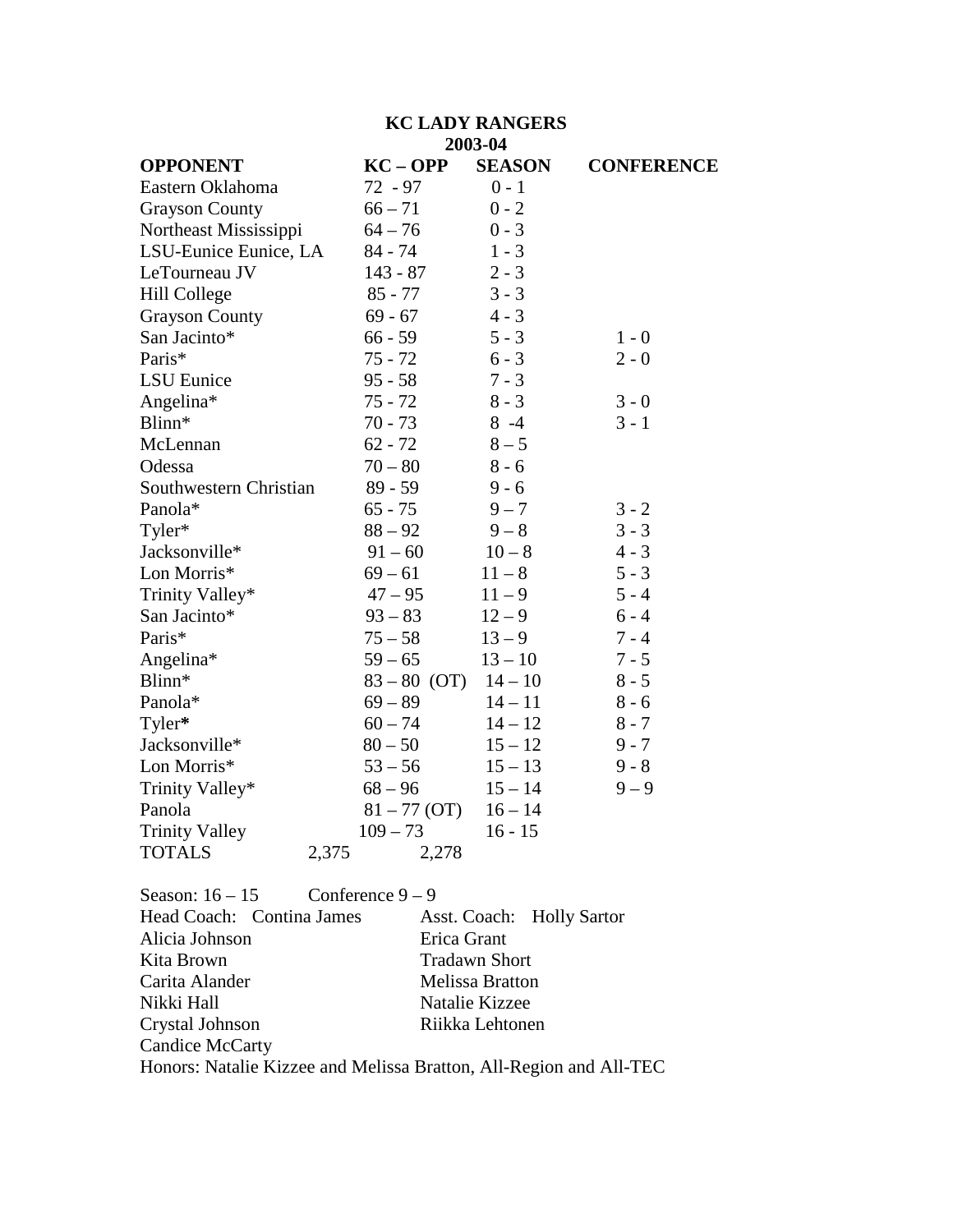# KC LADY RANGERS

## 2003-04

| OPPONENT | KC – OPP | SEASON | CONFERENCE |
|---|---|---|---|
| Eastern Oklahoma | 72 - 97 | 0 - 1 | |
| Grayson County | 66 – 71 | 0 - 2 | |
| Northeast Mississippi | 64 – 76 | 0 - 3 | |
| LSU-Eunice Eunice, LA | 84 - 74 | 1 - 3 | |
| LeTourneau JV | 143 - 87 | 2 - 3 | |
| Hill College | 85 - 77 | 3 - 3 | |
| Grayson County | 69 - 67 | 4 - 3 | |
| San Jacinto* | 66 - 59 | 5 - 3 | 1 - 0 |
| Paris* | 75 - 72 | 6 - 3 | 2 - 0 |
| LSU Eunice | 95 - 58 | 7 - 3 | |
| Angelina* | 75 - 72 | 8 - 3 | 3 - 0 |
| Blinn* | 70 - 73 | 8 -4 | 3 - 1 |
| McLennan | 62 - 72 | 8 – 5 | |
| Odessa | 70 – 80 | 8 - 6 | |
| Southwestern Christian | 89 - 59 | 9 - 6 | |
| Panola* | 65 - 75 | 9 – 7 | 3 - 2 |
| Tyler* | 88 – 92 | 9 – 8 | 3 - 3 |
| Jacksonville* | 91 – 60 | 10 – 8 | 4 - 3 |
| Lon Morris* | 69 – 61 | 11 – 8 | 5 - 3 |
| Trinity Valley* | 47 – 95 | 11 – 9 | 5 - 4 |
| San Jacinto* | 93 – 83 | 12 – 9 | 6 - 4 |
| Paris* | 75 – 58 | 13 – 9 | 7 - 4 |
| Angelina* | 59 – 65 | 13 – 10 | 7 - 5 |
| Blinn* | 83 – 80 (OT) | 14 – 10 | 8 - 5 |
| Panola* | 69 – 89 | 14 – 11 | 8 - 6 |
| Tyler* | 60 – 74 | 14 – 12 | 8 - 7 |
| Jacksonville* | 80 – 50 | 15 – 12 | 9 - 7 |
| Lon Morris* | 53 – 56 | 15 – 13 | 9 - 8 |
| Trinity Valley* | 68 – 96 | 15 – 14 | 9 – 9 |
| Panola | 81 – 77 (OT) | 16 – 14 | |
| Trinity Valley | 109 – 73 | 16 - 15 | |
| TOTALS | 2,375 2,278 | | |

Season: 16 – 15 Conference 9 – 9

Head Coach: Contina James Asst. Coach: Holly Sartor

Alicia Johnson
Erica Grant
Kita Brown
Tradawn Short
Carita Alander
Melissa Bratton
Nikki Hall
Natalie Kizzee
Crystal Johnson
Riikka Lehtonen
Candice McCarty

Honors: Natalie Kizzee and Melissa Bratton, All-Region and All-TEC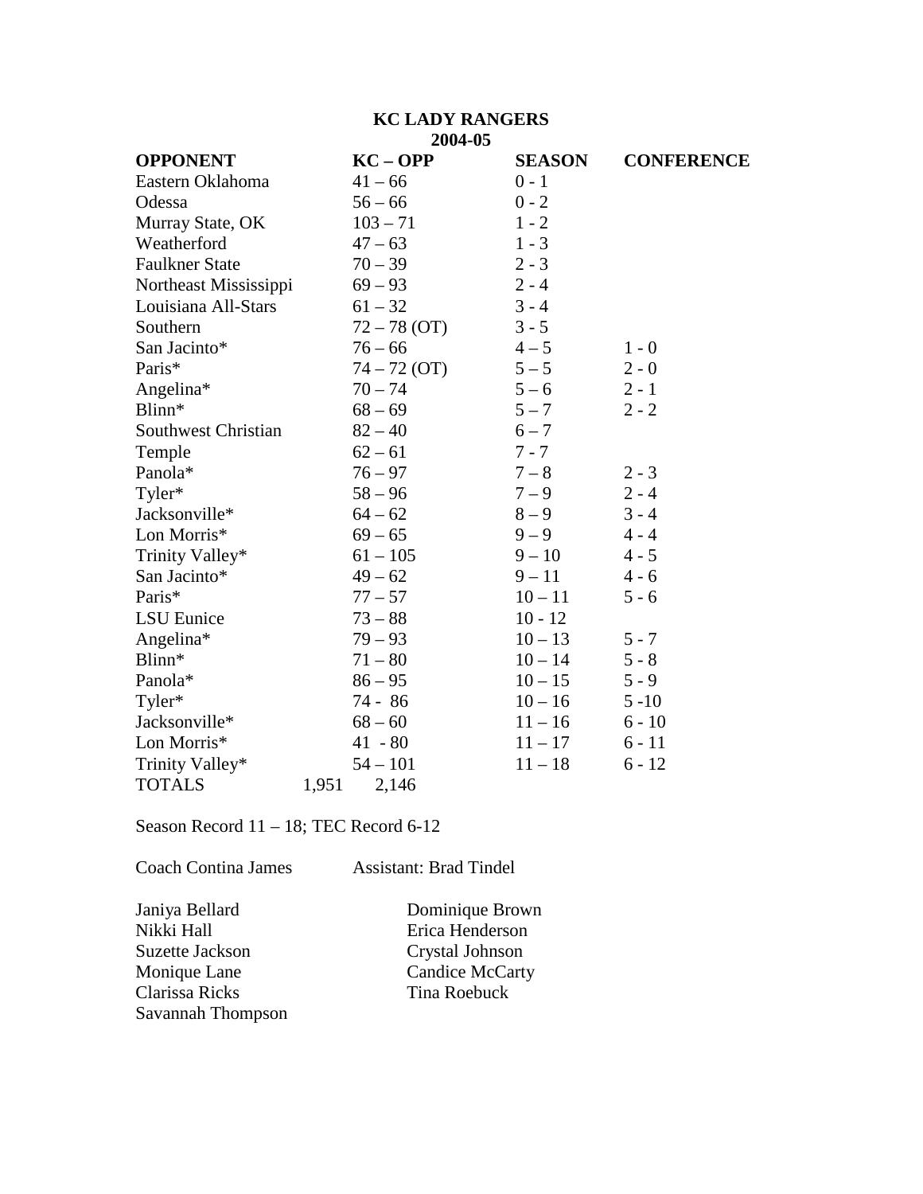**KC LADY RANGERS**
**2004-05**

| OPPONENT | KC – OPP | SEASON | CONFERENCE |
|---|---|---|---|
| Eastern Oklahoma | 41 – 66 | 0 - 1 | |
| Odessa | 56 – 66 | 0 - 2 | |
| Murray State, OK | 103 – 71 | 1 - 2 | |
| Weatherford | 47 – 63 | 1 - 3 | |
| Faulkner State | 70 – 39 | 2 - 3 | |
| Northeast Mississippi | 69 – 93 | 2 - 4 | |
| Louisiana All-Stars | 61 – 32 | 3 - 4 | |
| Southern | 72 – 78 (OT) | 3 - 5 | |
| San Jacinto* | 76 – 66 | 4 – 5 | 1 - 0 |
| Paris* | 74 – 72 (OT) | 5 – 5 | 2 - 0 |
| Angelina* | 70 – 74 | 5 – 6 | 2 - 1 |
| Blinn* | 68 – 69 | 5 – 7 | 2 - 2 |
| Southwest Christian | 82 – 40 | 6 – 7 | |
| Temple | 62 – 61 | 7 - 7 | |
| Panola* | 76 – 97 | 7 – 8 | 2 - 3 |
| Tyler* | 58 – 96 | 7 – 9 | 2 - 4 |
| Jacksonville* | 64 – 62 | 8 – 9 | 3 - 4 |
| Lon Morris* | 69 – 65 | 9 – 9 | 4 - 4 |
| Trinity Valley* | 61 – 105 | 9 – 10 | 4 - 5 |
| San Jacinto* | 49 – 62 | 9 – 11 | 4 - 6 |
| Paris* | 77 – 57 | 10 – 11 | 5 - 6 |
| LSU Eunice | 73 – 88 | 10 - 12 | |
| Angelina* | 79 – 93 | 10 – 13 | 5 - 7 |
| Blinn* | 71 – 80 | 10 – 14 | 5 - 8 |
| Panola* | 86 – 95 | 10 – 15 | 5 - 9 |
| Tyler* | 74 - 86 | 10 – 16 | 5 -10 |
| Jacksonville* | 68 – 60 | 11 – 16 | 6 - 10 |
| Lon Morris* | 41 - 80 | 11 – 17 | 6 - 11 |
| Trinity Valley* | 54 – 101 | 11 – 18 | 6 - 12 |
| TOTALS | 1,951 2,146 | | |

Season Record 11 – 18; TEC Record 6-12

Coach Contina James Assistant: Brad Tindel

Janiya Bellard
Dominique Brown
Nikki Hall
Erica Henderson
Suzette Jackson
Crystal Johnson
Monique Lane
Candice McCarty
Clarissa Ricks
Tina Roebuck
Savannah Thompson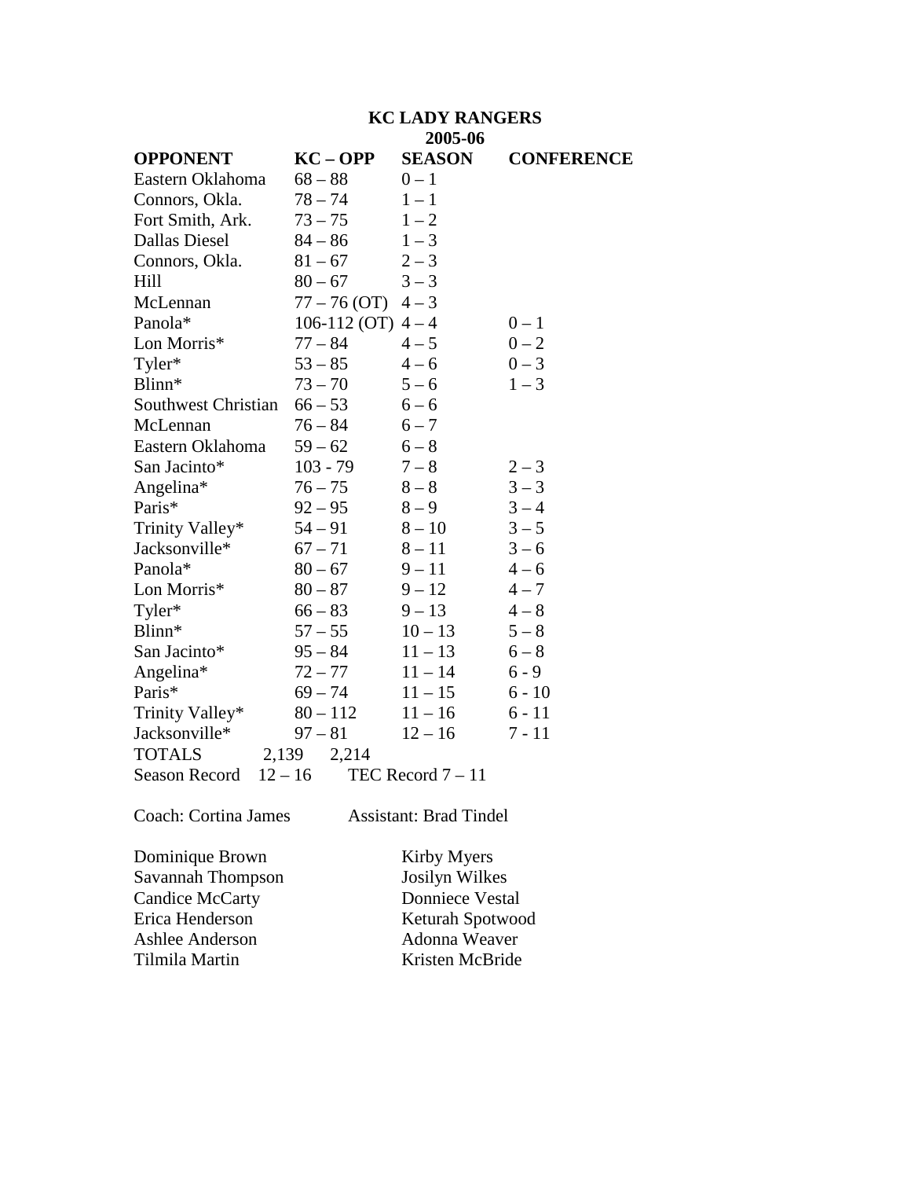# KC LADY RANGERS

## 2005-06

| OPPONENT | KC – OPP | SEASON | CONFERENCE |
|---|---|---|---|
| Eastern Oklahoma | 68 – 88 | 0 – 1 | |
| Connors, Okla. | 78 – 74 | 1 – 1 | |
| Fort Smith, Ark. | 73 – 75 | 1 – 2 | |
| Dallas Diesel | 84 – 86 | 1 – 3 | |
| Connors, Okla. | 81 – 67 | 2 – 3 | |
| Hill | 80 – 67 | 3 – 3 | |
| McLennan | 77 – 76 (OT) | 4 – 3 | |
| Panola* | 106-112 (OT) | 4 – 4 | 0 – 1 |
| Lon Morris* | 77 – 84 | 4 – 5 | 0 – 2 |
| Tyler* | 53 – 85 | 4 – 6 | 0 – 3 |
| Blinn* | 73 – 70 | 5 – 6 | 1 – 3 |
| Southwest Christian | 66 – 53 | 6 – 6 | |
| McLennan | 76 – 84 | 6 – 7 | |
| Eastern Oklahoma | 59 – 62 | 6 – 8 | |
| San Jacinto* | 103 - 79 | 7 – 8 | 2 – 3 |
| Angelina* | 76 – 75 | 8 – 8 | 3 – 3 |
| Paris* | 92 – 95 | 8 – 9 | 3 – 4 |
| Trinity Valley* | 54 – 91 | 8 – 10 | 3 – 5 |
| Jacksonville* | 67 – 71 | 8 – 11 | 3 – 6 |
| Panola* | 80 – 67 | 9 – 11 | 4 – 6 |
| Lon Morris* | 80 – 87 | 9 – 12 | 4 – 7 |
| Tyler* | 66 – 83 | 9 – 13 | 4 – 8 |
| Blinn* | 57 – 55 | 10 – 13 | 5 – 8 |
| San Jacinto* | 95 – 84 | 11 – 13 | 6 – 8 |
| Angelina* | 72 – 77 | 11 – 14 | 6 - 9 |
| Paris* | 69 – 74 | 11 – 15 | 6 - 10 |
| Trinity Valley* | 80 – 112 | 11 – 16 | 6 - 11 |
| Jacksonville* | 97 – 81 | 12 – 16 | 7 - 11 |
| TOTALS | 2,139 2,214 | | |

Season Record 12 – 16 TEC Record 7 – 11

Coach: Cortina James Assistant: Brad Tindel

| | |
|---|---|
| Dominique Brown | Kirby Myers |
| Savannah Thompson | Josilyn Wilkes |
| Candice McCarty | Donniece Vestal |
| Erica Henderson | Keturah Spotwood |
| Ashlee Anderson | Adonna Weaver |
| Tilmila Martin | Kristen McBride |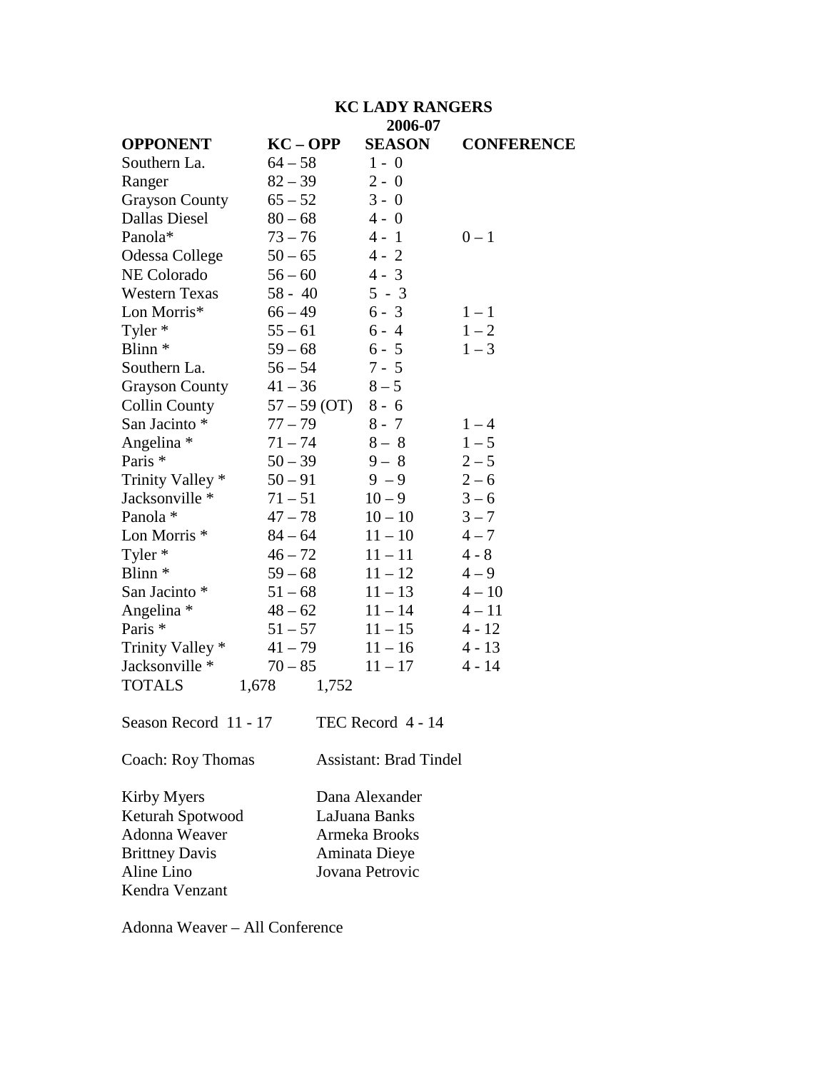# KC LADY RANGERS

## 2006-07

| OPPONENT | KC – OPP | SEASON | CONFERENCE |
|---|---|---|---|
| Southern La. | 64 – 58 | 1 - 0 | |
| Ranger | 82 – 39 | 2 - 0 | |
| Grayson County | 65 – 52 | 3 - 0 | |
| Dallas Diesel | 80 – 68 | 4 - 0 | |
| Panola* | 73 – 76 | 4 - 1 | 0 – 1 |
| Odessa College | 50 – 65 | 4 - 2 | |
| NE Colorado | 56 – 60 | 4 - 3 | |
| Western Texas | 58 - 40 | 5 - 3 | |
| Lon Morris* | 66 – 49 | 6 - 3 | 1 – 1 |
| Tyler * | 55 – 61 | 6 - 4 | 1 – 2 |
| Blinn * | 59 – 68 | 6 - 5 | 1 – 3 |
| Southern La. | 56 – 54 | 7 - 5 | |
| Grayson County | 41 – 36 | 8 – 5 | |
| Collin County | 57 – 59 (OT) | 8 - 6 | |
| San Jacinto * | 77 – 79 | 8 - 7 | 1 – 4 |
| Angelina * | 71 – 74 | 8 – 8 | 1 – 5 |
| Paris * | 50 – 39 | 9 – 8 | 2 – 5 |
| Trinity Valley * | 50 – 91 | 9 – 9 | 2 – 6 |
| Jacksonville * | 71 – 51 | 10 – 9 | 3 – 6 |
| Panola * | 47 – 78 | 10 – 10 | 3 – 7 |
| Lon Morris * | 84 – 64 | 11 – 10 | 4 – 7 |
| Tyler * | 46 – 72 | 11 – 11 | 4 - 8 |
| Blinn * | 59 – 68 | 11 – 12 | 4 – 9 |
| San Jacinto * | 51 – 68 | 11 – 13 | 4 – 10 |
| Angelina * | 48 – 62 | 11 – 14 | 4 – 11 |
| Paris * | 51 – 57 | 11 – 15 | 4 - 12 |
| Trinity Valley * | 41 – 79 | 11 – 16 | 4 - 13 |
| Jacksonville * | 70 – 85 | 11 – 17 | 4 - 14 |
| TOTALS | 1,678 1,752 | | |

Season Record 11 - 17 TEC Record 4 - 14

Coach: Roy Thomas Assistant: Brad Tindel

Kirby Myers
Keturah Spotwood
Adonna Weaver
Brittney Davis
Aline Lino
Kendra Venzant

Dana Alexander
LaJuana Banks
Armeka Brooks
Aminata Dieye
Jovana Petrovic

Adonna Weaver – All Conference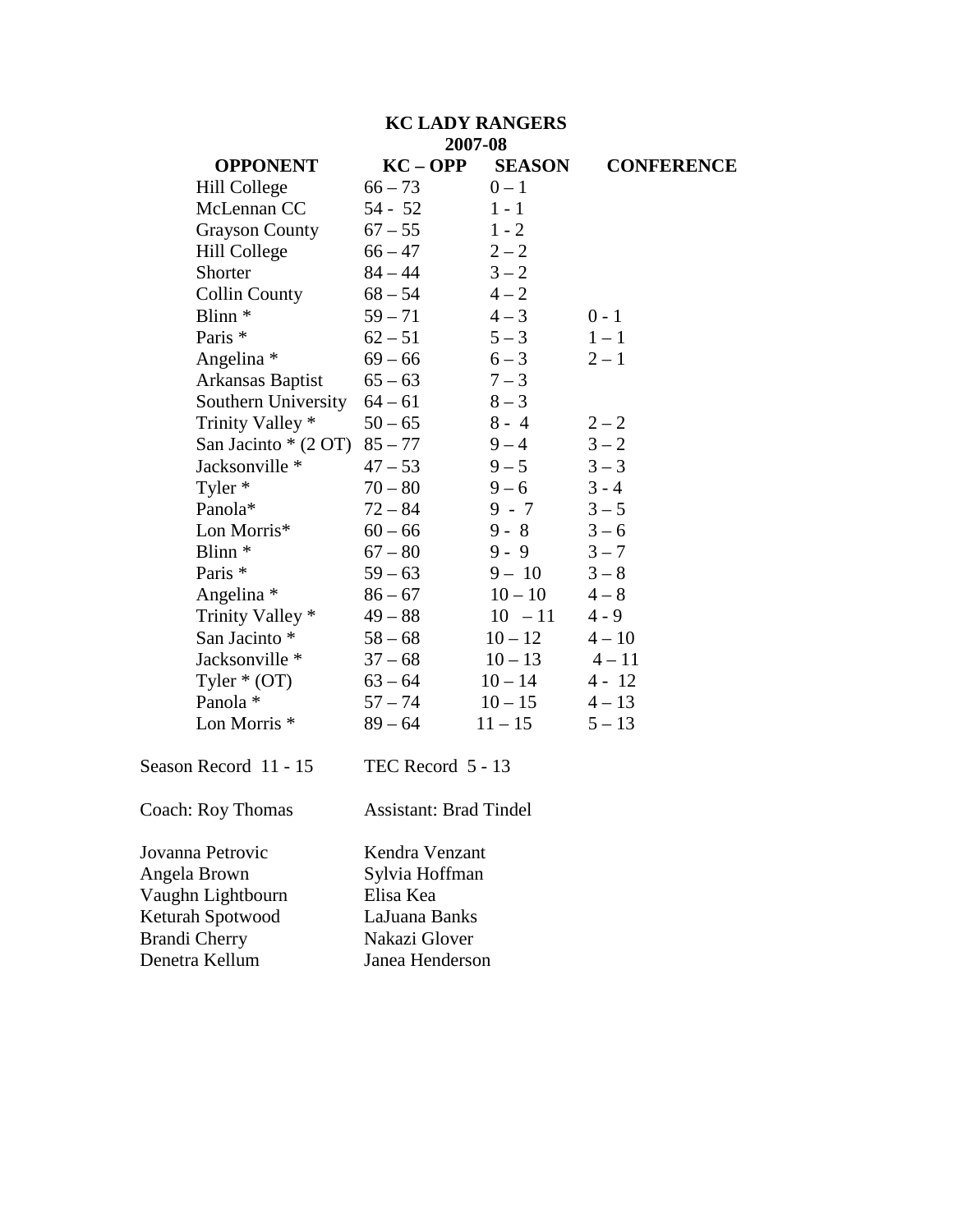# KC LADY RANGERS

## 2007-08

| OPPONENT | KC – OPP | SEASON | CONFERENCE |
|---|---|---|---|
| Hill College | 66 – 73 | 0 – 1 | |
| McLennan CC | 54 - 52 | 1 - 1 | |
| Grayson County | 67 – 55 | 1 - 2 | |
| Hill College | 66 – 47 | 2 – 2 | |
| Shorter | 84 – 44 | 3 – 2 | |
| Collin County | 68 – 54 | 4 – 2 | |
| Blinn * | 59 – 71 | 4 – 3 | 0 - 1 |
| Paris * | 62 – 51 | 5 – 3 | 1 – 1 |
| Angelina * | 69 – 66 | 6 – 3 | 2 – 1 |
| Arkansas Baptist | 65 – 63 | 7 – 3 | |
| Southern University | 64 – 61 | 8 – 3 | |
| Trinity Valley * | 50 – 65 | 8 - 4 | 2 – 2 |
| San Jacinto * (2 OT) | 85 – 77 | 9 – 4 | 3 – 2 |
| Jacksonville * | 47 – 53 | 9 – 5 | 3 – 3 |
| Tyler * | 70 – 80 | 9 – 6 | 3 - 4 |
| Panola* | 72 – 84 | 9 - 7 | 3 – 5 |
| Lon Morris* | 60 – 66 | 9 - 8 | 3 – 6 |
| Blinn * | 67 – 80 | 9 - 9 | 3 – 7 |
| Paris * | 59 – 63 | 9 – 10 | 3 – 8 |
| Angelina * | 86 – 67 | 10 – 10 | 4 – 8 |
| Trinity Valley * | 49 – 88 | 10 – 11 | 4 - 9 |
| San Jacinto * | 58 – 68 | 10 – 12 | 4 – 10 |
| Jacksonville * | 37 – 68 | 10 – 13 | 4 – 11 |
| Tyler * (OT) | 63 – 64 | 10 – 14 | 4 - 12 |
| Panola * | 57 – 74 | 10 – 15 | 4 – 13 |
| Lon Morris * | 89 – 64 | 11 – 15 | 5 – 13 |

Season Record 11 - 15 TEC Record 5 - 13

Coach: Roy Thomas Assistant: Brad Tindel

| | |
|---|---|
| Jovanna Petrovic | Kendra Venzant |
| Angela Brown | Sylvia Hoffman |
| Vaughn Lightbourn | Elisa Kea |
| Keturah Spotwood | LaJuana Banks |
| Brandi Cherry | Nakazi Glover |
| Denetra Kellum | Janea Henderson |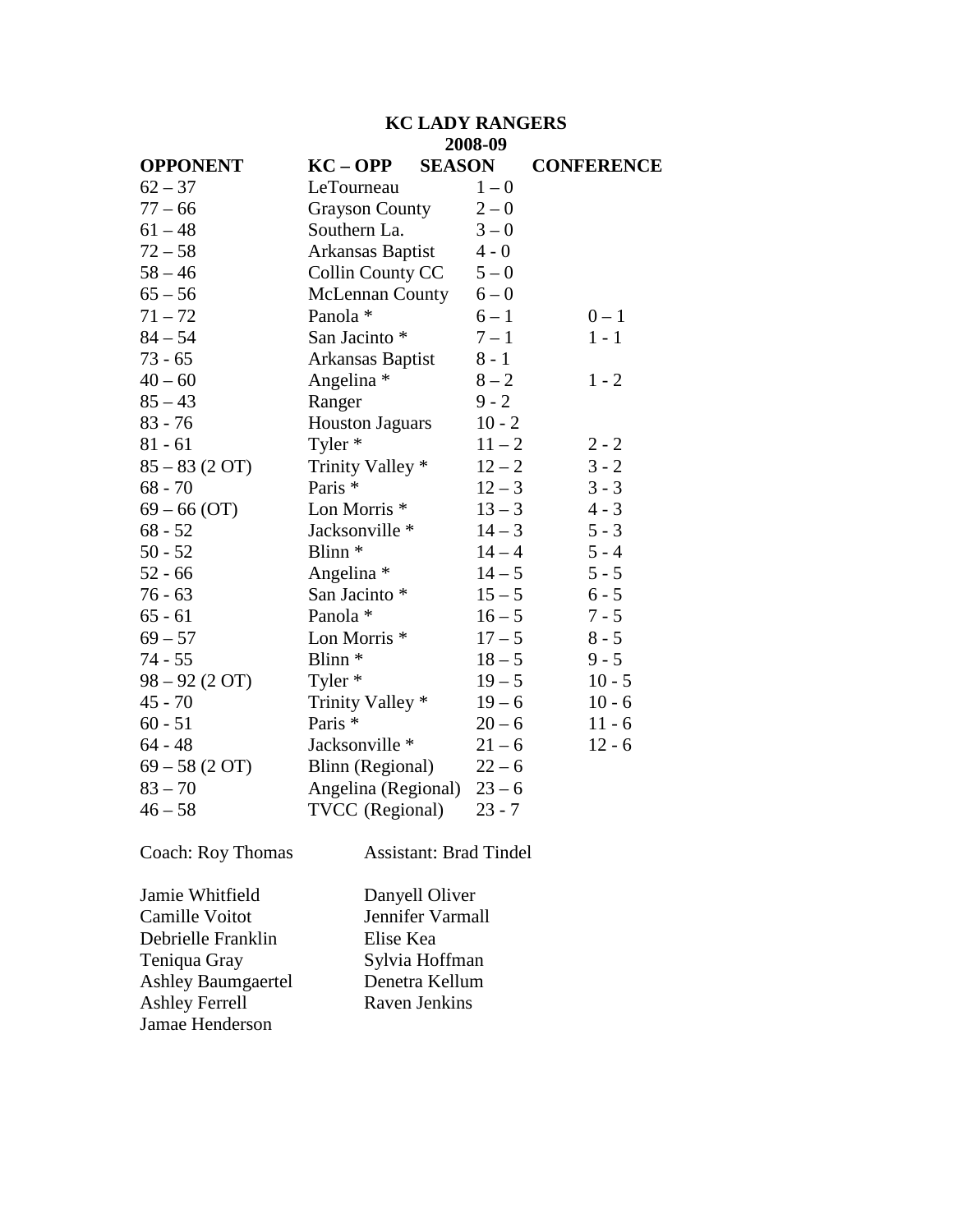# KC LADY RANGERS
## 2008-09

| OPPONENT | KC – OPP | SEASON | CONFERENCE |
|---|---|---|---|
| 62 – 37 | LeTourneau | 1 – 0 | |
| 77 – 66 | Grayson County | 2 – 0 | |
| 61 – 48 | Southern La. | 3 – 0 | |
| 72 – 58 | Arkansas Baptist | 4 - 0 | |
| 58 – 46 | Collin County CC | 5 – 0 | |
| 65 – 56 | McLennan County | 6 – 0 | |
| 71 – 72 | Panola * | 6 – 1 | 0 – 1 |
| 84 – 54 | San Jacinto * | 7 – 1 | 1 - 1 |
| 73 - 65 | Arkansas Baptist | 8 - 1 | |
| 40 – 60 | Angelina * | 8 – 2 | 1 - 2 |
| 85 – 43 | Ranger | 9 - 2 | |
| 83 - 76 | Houston Jaguars | 10 - 2 | |
| 81 - 61 | Tyler * | 11 – 2 | 2 - 2 |
| 85 – 83 (2 OT) | Trinity Valley * | 12 – 2 | 3 - 2 |
| 68 - 70 | Paris * | 12 – 3 | 3 - 3 |
| 69 – 66 (OT) | Lon Morris * | 13 – 3 | 4 - 3 |
| 68 - 52 | Jacksonville * | 14 – 3 | 5 - 3 |
| 50 - 52 | Blinn * | 14 – 4 | 5 - 4 |
| 52 - 66 | Angelina * | 14 – 5 | 5 - 5 |
| 76 - 63 | San Jacinto * | 15 – 5 | 6 - 5 |
| 65 - 61 | Panola * | 16 – 5 | 7 - 5 |
| 69 – 57 | Lon Morris * | 17 – 5 | 8 - 5 |
| 74 - 55 | Blinn * | 18 – 5 | 9 - 5 |
| 98 – 92 (2 OT) | Tyler * | 19 – 5 | 10 - 5 |
| 45 - 70 | Trinity Valley * | 19 – 6 | 10 - 6 |
| 60 - 51 | Paris * | 20 – 6 | 11 - 6 |
| 64 - 48 | Jacksonville * | 21 – 6 | 12 - 6 |
| 69 – 58 (2 OT) | Blinn (Regional) | 22 – 6 | |
| 83 – 70 | Angelina (Regional) | 23 – 6 | |
| 46 – 58 | TVCC (Regional) | 23 - 7 | |

Coach: Roy Thomas    Assistant: Brad Tindel

Jamie Whitfield
Camille Voitot
Debrielle Franklin
Teniqua Gray
Ashley Baumgaertel
Ashley Ferrell
Jamae Henderson
Danyell Oliver
Jennifer Varmall
Elise Kea
Sylvia Hoffman
Denetra Kellum
Raven Jenkins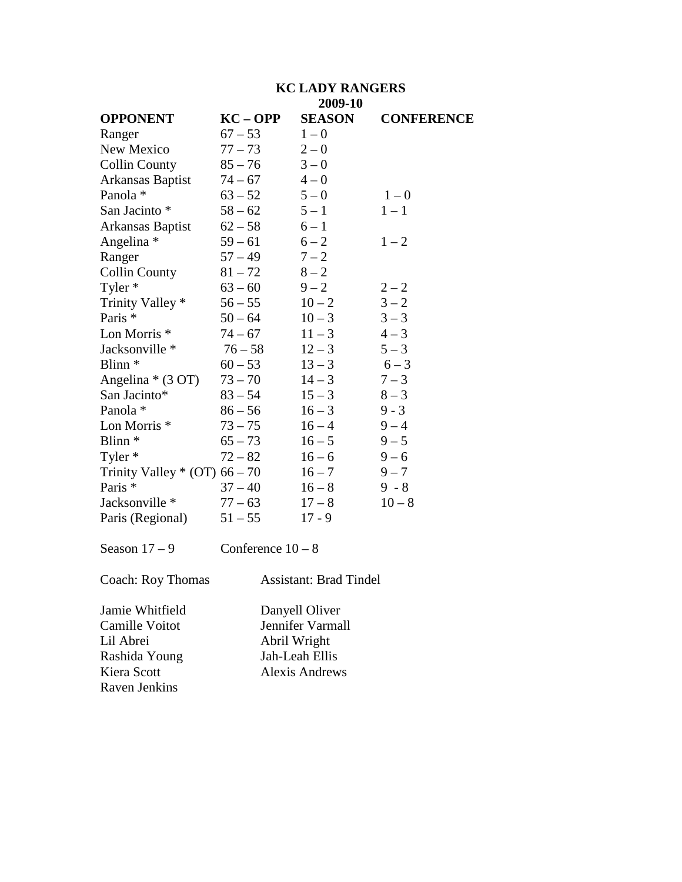# KC LADY RANGERS

## 2009-10

| OPPONENT | KC – OPP | SEASON | CONFERENCE |
|---|---|---|---|
| Ranger | 67 – 53 | 1 – 0 | |
| New Mexico | 77 – 73 | 2 – 0 | |
| Collin County | 85 – 76 | 3 – 0 | |
| Arkansas Baptist | 74 – 67 | 4 – 0 | |
| Panola * | 63 – 52 | 5 – 0 | 1 – 0 |
| San Jacinto * | 58 – 62 | 5 – 1 | 1 – 1 |
| Arkansas Baptist | 62 – 58 | 6 – 1 | |
| Angelina * | 59 – 61 | 6 – 2 | 1 – 2 |
| Ranger | 57 – 49 | 7 – 2 | |
| Collin County | 81 – 72 | 8 – 2 | |
| Tyler * | 63 – 60 | 9 – 2 | 2 – 2 |
| Trinity Valley * | 56 – 55 | 10 – 2 | 3 – 2 |
| Paris * | 50 – 64 | 10 – 3 | 3 – 3 |
| Lon Morris * | 74 – 67 | 11 – 3 | 4 – 3 |
| Jacksonville * | 76 – 58 | 12 – 3 | 5 – 3 |
| Blinn * | 60 – 53 | 13 – 3 | 6 – 3 |
| Angelina * (3 OT) | 73 – 70 | 14 – 3 | 7 – 3 |
| San Jacinto* | 83 – 54 | 15 – 3 | 8 – 3 |
| Panola * | 86 – 56 | 16 – 3 | 9 - 3 |
| Lon Morris * | 73 – 75 | 16 – 4 | 9 – 4 |
| Blinn * | 65 – 73 | 16 – 5 | 9 – 5 |
| Tyler * | 72 – 82 | 16 – 6 | 9 – 6 |
| Trinity Valley * (OT) | 66 – 70 | 16 – 7 | 9 – 7 |
| Paris * | 37 – 40 | 16 – 8 | 9 - 8 |
| Jacksonville * | 77 – 63 | 17 – 8 | 10 – 8 |
| Paris (Regional) | 51 – 55 | 17 - 9 | |

Season 17 – 9 Conference 10 – 8

Coach: Roy Thomas Assistant: Brad Tindel

Jamie Whitfield
Camille Voitot
Lil Abrei
Rashida Young
Kiera Scott
Raven Jenkins
Danyell Oliver
Jennifer Varmall
Abril Wright
Jah-Leah Ellis
Alexis Andrews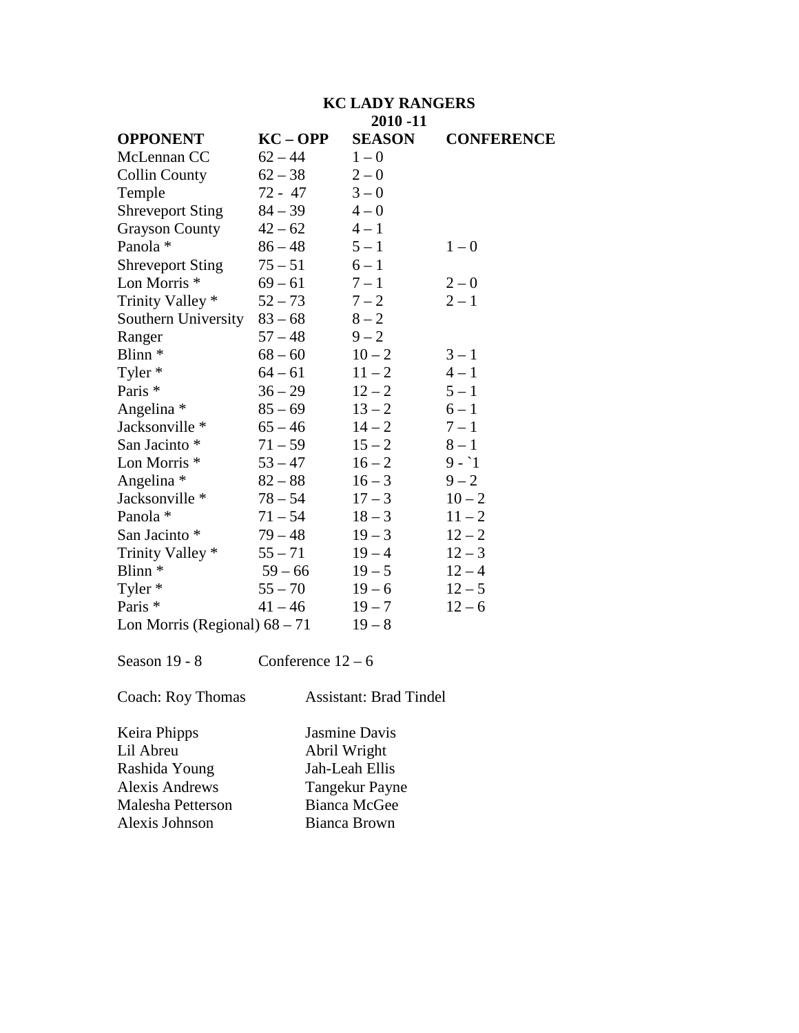# KC LADY RANGERS

## 2010 -11

| OPPONENT | KC – OPP | SEASON | CONFERENCE |
|---|---|---|---|
| McLennan CC | 62 – 44 | 1 – 0 | |
| Collin County | 62 – 38 | 2 – 0 | |
| Temple | 72 - 47 | 3 – 0 | |
| Shreveport Sting | 84 – 39 | 4 – 0 | |
| Grayson County | 42 – 62 | 4 – 1 | |
| Panola * | 86 – 48 | 5 – 1 | 1 – 0 |
| Shreveport Sting | 75 – 51 | 6 – 1 | |
| Lon Morris * | 69 – 61 | 7 – 1 | 2 – 0 |
| Trinity Valley * | 52 – 73 | 7 – 2 | 2 – 1 |
| Southern University | 83 – 68 | 8 – 2 | |
| Ranger | 57 – 48 | 9 – 2 | |
| Blinn * | 68 – 60 | 10 – 2 | 3 – 1 |
| Tyler * | 64 – 61 | 11 – 2 | 4 – 1 |
| Paris * | 36 – 29 | 12 – 2 | 5 – 1 |
| Angelina * | 85 – 69 | 13 – 2 | 6 – 1 |
| Jacksonville * | 65 – 46 | 14 – 2 | 7 – 1 |
| San Jacinto * | 71 – 59 | 15 – 2 | 8 – 1 |
| Lon Morris * | 53 – 47 | 16 – 2 | 9 - `1 |
| Angelina * | 82 – 88 | 16 – 3 | 9 – 2 |
| Jacksonville * | 78 – 54 | 17 – 3 | 10 – 2 |
| Panola * | 71 – 54 | 18 – 3 | 11 – 2 |
| San Jacinto * | 79 – 48 | 19 – 3 | 12 – 2 |
| Trinity Valley * | 55 – 71 | 19 – 4 | 12 – 3 |
| Blinn * | 59 – 66 | 19 – 5 | 12 – 4 |
| Tyler * | 55 – 70 | 19 – 6 | 12 – 5 |
| Paris * | 41 – 46 | 19 – 7 | 12 – 6 |
| Lon Morris (Regional) | 68 – 71 | 19 – 8 | |

Season 19 - 8 Conference 12 – 6

Coach: Roy Thomas Assistant: Brad Tindel

| | |
|---|---|
| Keira Phipps | Jasmine Davis |
| Lil Abreu | Abril Wright |
| Rashida Young | Jah-Leah Ellis |
| Alexis Andrews | Tangekur Payne |
| Malesha Petterson | Bianca McGee |
| Alexis Johnson | Bianca Brown |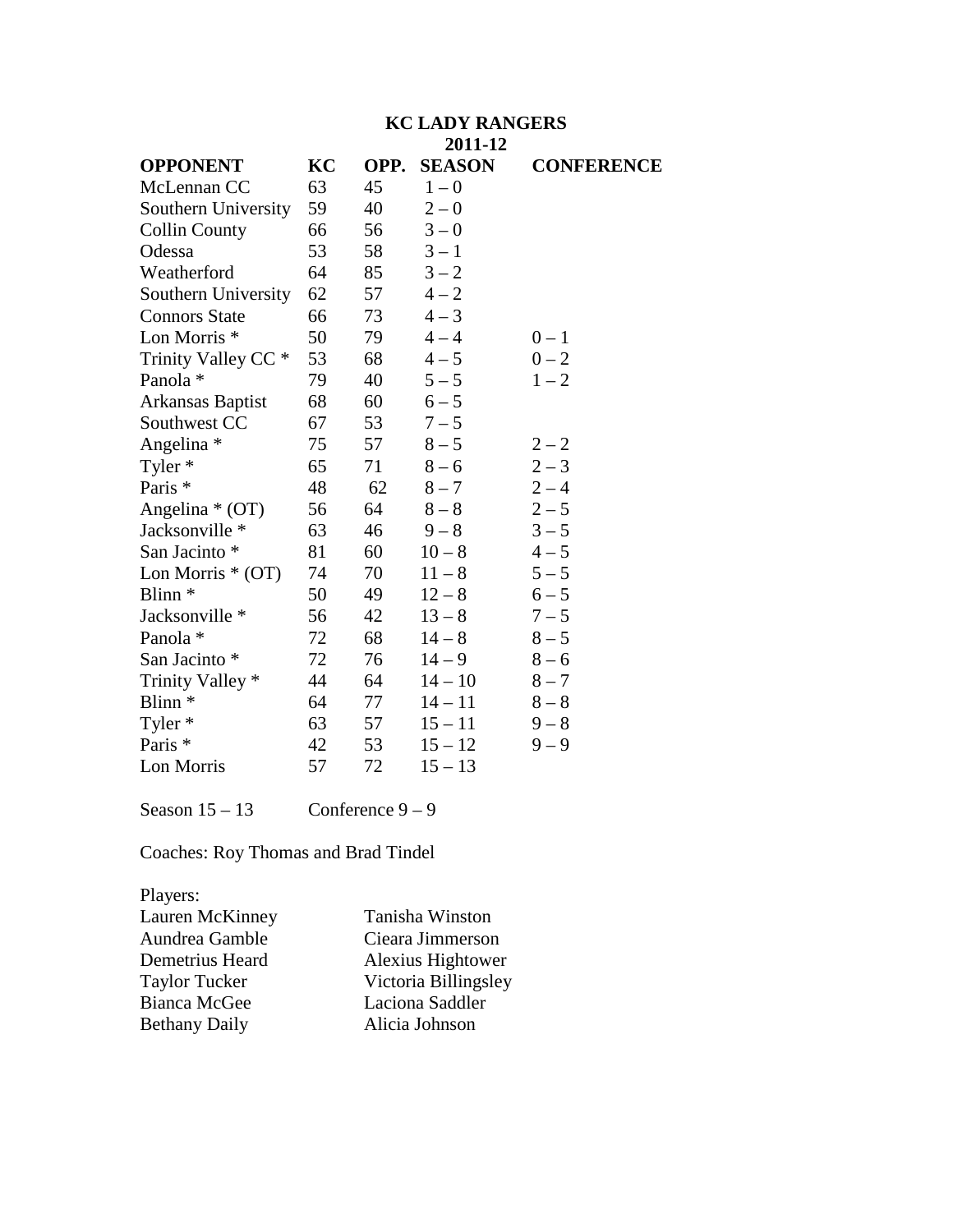# KC LADY RANGERS
## 2011-12

| OPPONENT | KC | OPP. | SEASON | CONFERENCE |
|---|---|---|---|---|
| McLennan CC | 63 | 45 | 1 – 0 | |
| Southern University | 59 | 40 | 2 – 0 | |
| Collin County | 66 | 56 | 3 – 0 | |
| Odessa | 53 | 58 | 3 – 1 | |
| Weatherford | 64 | 85 | 3 – 2 | |
| Southern University | 62 | 57 | 4 – 2 | |
| Connors State | 66 | 73 | 4 – 3 | |
| Lon Morris * | 50 | 79 | 4 – 4 | 0 – 1 |
| Trinity Valley CC * | 53 | 68 | 4 – 5 | 0 – 2 |
| Panola * | 79 | 40 | 5 – 5 | 1 – 2 |
| Arkansas Baptist | 68 | 60 | 6 – 5 | |
| Southwest CC | 67 | 53 | 7 – 5 | |
| Angelina * | 75 | 57 | 8 – 5 | 2 – 2 |
| Tyler * | 65 | 71 | 8 – 6 | 2 – 3 |
| Paris * | 48 | 62 | 8 – 7 | 2 – 4 |
| Angelina * (OT) | 56 | 64 | 8 – 8 | 2 – 5 |
| Jacksonville * | 63 | 46 | 9 – 8 | 3 – 5 |
| San Jacinto * | 81 | 60 | 10 – 8 | 4 – 5 |
| Lon Morris * (OT) | 74 | 70 | 11 – 8 | 5 – 5 |
| Blinn * | 50 | 49 | 12 – 8 | 6 – 5 |
| Jacksonville * | 56 | 42 | 13 – 8 | 7 – 5 |
| Panola * | 72 | 68 | 14 – 8 | 8 – 5 |
| San Jacinto * | 72 | 76 | 14 – 9 | 8 – 6 |
| Trinity Valley * | 44 | 64 | 14 – 10 | 8 – 7 |
| Blinn * | 64 | 77 | 14 – 11 | 8 – 8 |
| Tyler * | 63 | 57 | 15 – 11 | 9 – 8 |
| Paris * | 42 | 53 | 15 – 12 | 9 – 9 |
| Lon Morris | 57 | 72 | 15 – 13 | |

Season 15 – 13 Conference 9 – 9

Coaches: Roy Thomas and Brad Tindel

Players:

| | |
|---|---|
| Lauren McKinney | Tanisha Winston |
| Aundrea Gamble | Cieara Jimmerson |
| Demetrius Heard | Alexius Hightower |
| Taylor Tucker | Victoria Billingsley |
| Bianca McGee | Laciona Saddler |
| Bethany Daily | Alicia Johnson |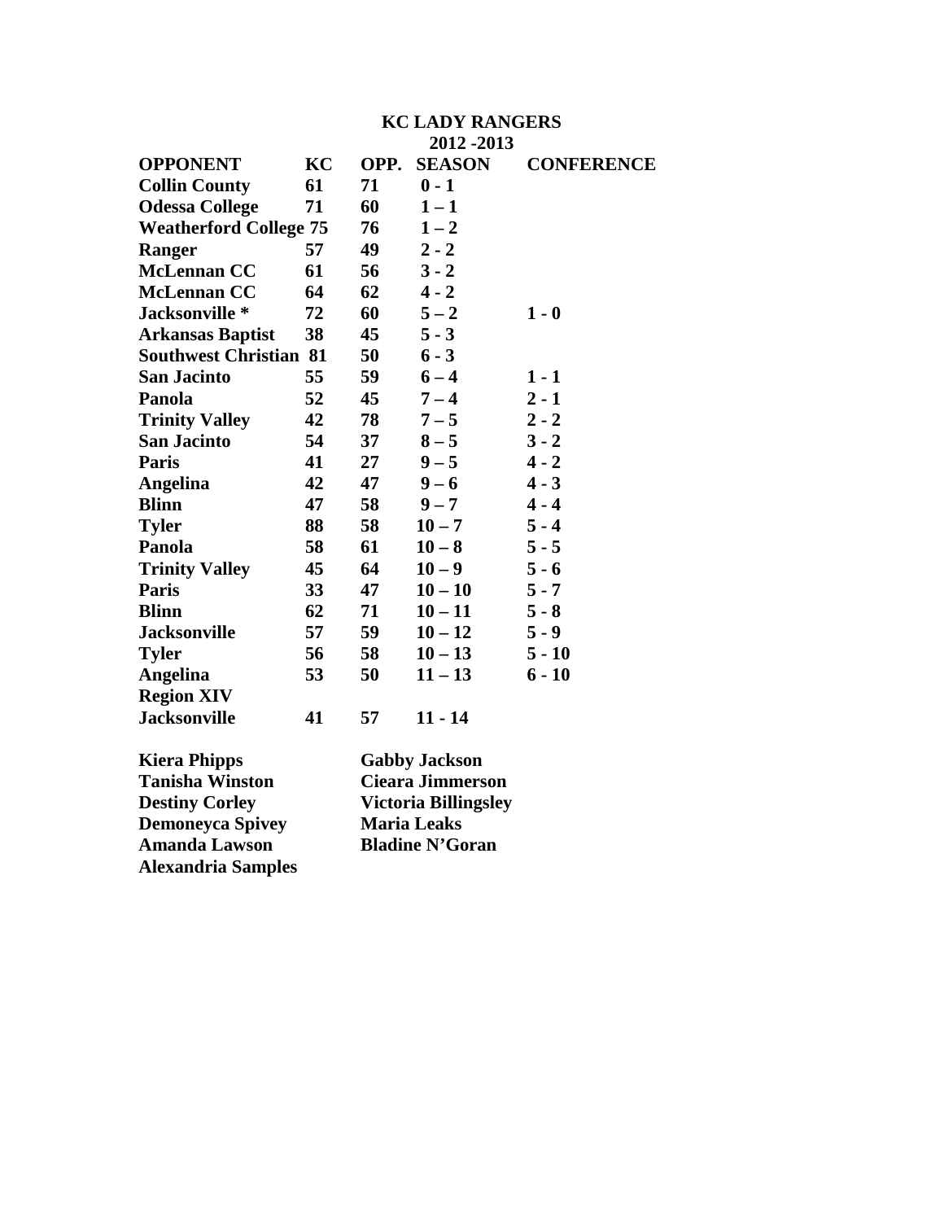# KC LADY RANGERS

## 2012 -2013

| OPPONENT | KC | OPP. | SEASON | CONFERENCE |
|---|---|---|---|---|
| Collin County | 61 | 71 | 0 - 1 | |
| Odessa College | 71 | 60 | 1 – 1 | |
| Weatherford College | 75 | 76 | 1 – 2 | |
| Ranger | 57 | 49 | 2 - 2 | |
| McLennan CC | 61 | 56 | 3 - 2 | |
| McLennan CC | 64 | 62 | 4 - 2 | |
| Jacksonville * | 72 | 60 | 5 – 2 | 1 - 0 |
| Arkansas Baptist | 38 | 45 | 5 - 3 | |
| Southwest Christian | 81 | 50 | 6 - 3 | |
| San Jacinto | 55 | 59 | 6 – 4 | 1 - 1 |
| Panola | 52 | 45 | 7 – 4 | 2 - 1 |
| Trinity Valley | 42 | 78 | 7 – 5 | 2 - 2 |
| San Jacinto | 54 | 37 | 8 – 5 | 3 - 2 |
| Paris | 41 | 27 | 9 – 5 | 4 - 2 |
| Angelina | 42 | 47 | 9 – 6 | 4 - 3 |
| Blinn | 47 | 58 | 9 – 7 | 4 - 4 |
| Tyler | 88 | 58 | 10 – 7 | 5 - 4 |
| Panola | 58 | 61 | 10 – 8 | 5 - 5 |
| Trinity Valley | 45 | 64 | 10 – 9 | 5 - 6 |
| Paris | 33 | 47 | 10 – 10 | 5 - 7 |
| Blinn | 62 | 71 | 10 – 11 | 5 - 8 |
| Jacksonville | 57 | 59 | 10 – 12 | 5 - 9 |
| Tyler | 56 | 58 | 10 – 13 | 5 - 10 |
| Angelina | 53 | 50 | 11 – 13 | 6 - 10 |
| Region XIV | | | | |
| Jacksonville | 41 | 57 | 11 - 14 | |

**Kiera Phipps** — **Gabby Jackson**
**Tanisha Winston** — **Cieara Jimmerson**
**Destiny Corley** — **Victoria Billingsley**
**Demoneyca Spivey** — **Maria Leaks**
**Amanda Lawson** — **Bladine N'Goran**
**Alexandria Samples**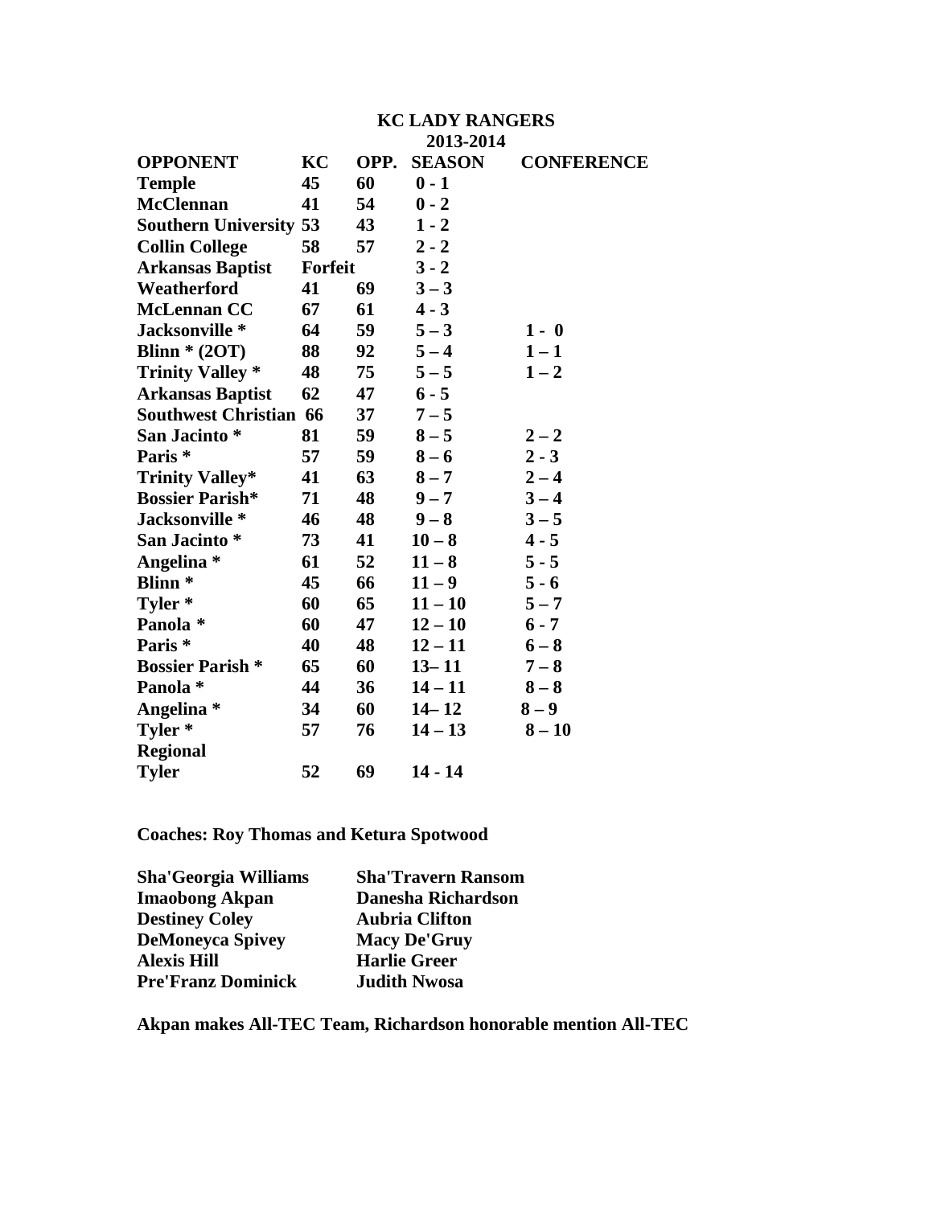## KC LADY RANGERS
### 2013-2014

| OPPONENT | KC | OPP. | SEASON | CONFERENCE |
|---|---|---|---|---|
| Temple | 45 | 60 | 0 - 1 | |
| McClennan | 41 | 54 | 0 - 2 | |
| Southern University | 53 | 43 | 1 - 2 | |
| Collin College | 58 | 57 | 2 - 2 | |
| Arkansas Baptist | Forfeit | | 3 - 2 | |
| Weatherford | 41 | 69 | 3 – 3 | |
| McLennan CC | 67 | 61 | 4 - 3 | |
| Jacksonville * | 64 | 59 | 5 – 3 | 1 - 0 |
| Blinn * (2OT) | 88 | 92 | 5 – 4 | 1 – 1 |
| Trinity Valley * | 48 | 75 | 5 – 5 | 1 – 2 |
| Arkansas Baptist | 62 | 47 | 6 - 5 | |
| Southwest Christian | 66 | 37 | 7 – 5 | |
| San Jacinto * | 81 | 59 | 8 – 5 | 2 – 2 |
| Paris * | 57 | 59 | 8 – 6 | 2 - 3 |
| Trinity Valley* | 41 | 63 | 8 – 7 | 2 – 4 |
| Bossier Parish* | 71 | 48 | 9 – 7 | 3 – 4 |
| Jacksonville * | 46 | 48 | 9 – 8 | 3 – 5 |
| San Jacinto * | 73 | 41 | 10 – 8 | 4 - 5 |
| Angelina * | 61 | 52 | 11 – 8 | 5 - 5 |
| Blinn * | 45 | 66 | 11 – 9 | 5 - 6 |
| Tyler * | 60 | 65 | 11 – 10 | 5 – 7 |
| Panola * | 60 | 47 | 12 – 10 | 6 - 7 |
| Paris * | 40 | 48 | 12 – 11 | 6 – 8 |
| Bossier Parish * | 65 | 60 | 13– 11 | 7 – 8 |
| Panola * | 44 | 36 | 14 – 11 | 8 – 8 |
| Angelina * | 34 | 60 | 14– 12 | 8 – 9 |
| Tyler * | 57 | 76 | 14 – 13 | 8 – 10 |
| Regional | | | | |
| Tyler | 52 | 69 | 14 - 14 | |

**Coaches: Roy Thomas and Ketura Spotwood**

| | |
|---|---|
| Sha'Georgia Williams | Sha'Travern Ransom |
| Imaobong Akpan | Danesha Richardson |
| Destiney Coley | Aubria Clifton |
| DeMoneyca Spivey | Macy De'Gruy |
| Alexis Hill | Harlie Greer |
| Pre'Franz Dominick | Judith Nwosa |

**Akpan makes All-TEC Team, Richardson honorable mention All-TEC**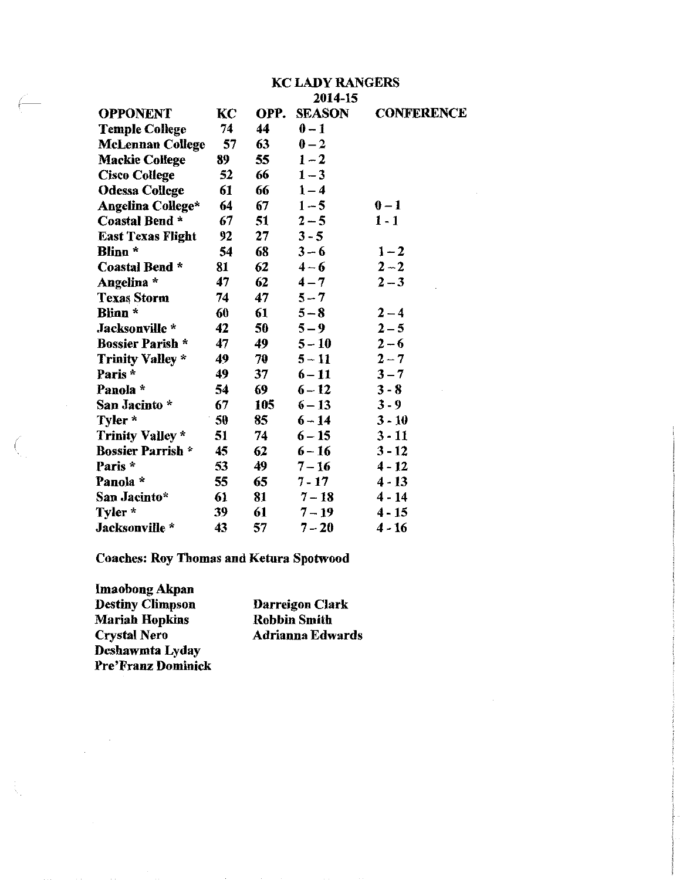# KC LADY RANGERS

## 2014-15

| OPPONENT | KC | OPP. | SEASON | CONFERENCE |
|---|---|---|---|---|
| Temple College | 74 | 44 | 0 – 1 | |
| McLennan College | 57 | 63 | 0 – 2 | |
| Mackie College | 89 | 55 | 1 – 2 | |
| Cisco College | 52 | 66 | 1 – 3 | |
| Odessa College | 61 | 66 | 1 – 4 | |
| Angelina College* | 64 | 67 | 1 – 5 | 0 – 1 |
| Coastal Bend * | 67 | 51 | 2 – 5 | 1 - 1 |
| East Texas Flight | 92 | 27 | 3 - 5 | |
| Blinn * | 54 | 68 | 3 – 6 | 1 – 2 |
| Coastal Bend * | 81 | 62 | 4 – 6 | 2 – 2 |
| Angelina * | 47 | 62 | 4 – 7 | 2 – 3 |
| Texas Storm | 74 | 47 | 5 – 7 | |
| Blinn * | 60 | 61 | 5 – 8 | 2 – 4 |
| Jacksonville * | 42 | 50 | 5 – 9 | 2 – 5 |
| Bossier Parish * | 47 | 49 | 5 – 10 | 2 – 6 |
| Trinity Valley * | 49 | 70 | 5 – 11 | 2 – 7 |
| Paris * | 49 | 37 | 6 – 11 | 3 – 7 |
| Panola * | 54 | 69 | 6 – 12 | 3 - 8 |
| San Jacinto * | 67 | 105 | 6 – 13 | 3 - 9 |
| Tyler * | 50 | 85 | 6 – 14 | 3 - 10 |
| Trinity Valley * | 51 | 74 | 6 – 15 | 3 - 11 |
| Bossier Parrish * | 45 | 62 | 6 – 16 | 3 - 12 |
| Paris * | 53 | 49 | 7 – 16 | 4 - 12 |
| Panola * | 55 | 65 | 7 - 17 | 4 - 13 |
| San Jacinto* | 61 | 81 | 7 – 18 | 4 - 14 |
| Tyler * | 39 | 61 | 7 – 19 | 4 - 15 |
| Jacksonville * | 43 | 57 | 7 – 20 | 4 - 16 |

**Coaches: Roy Thomas and Ketura Spotwood**

**Imaobong Akpan**
**Destiny Climpson**
**Mariah Hopkins**
**Crystal Nero**
**Deshawmta Lyday**
**Pre'Franz Dominick**
**Darreigon Clark**
**Robbin Smith**
**Adrianna Edwards**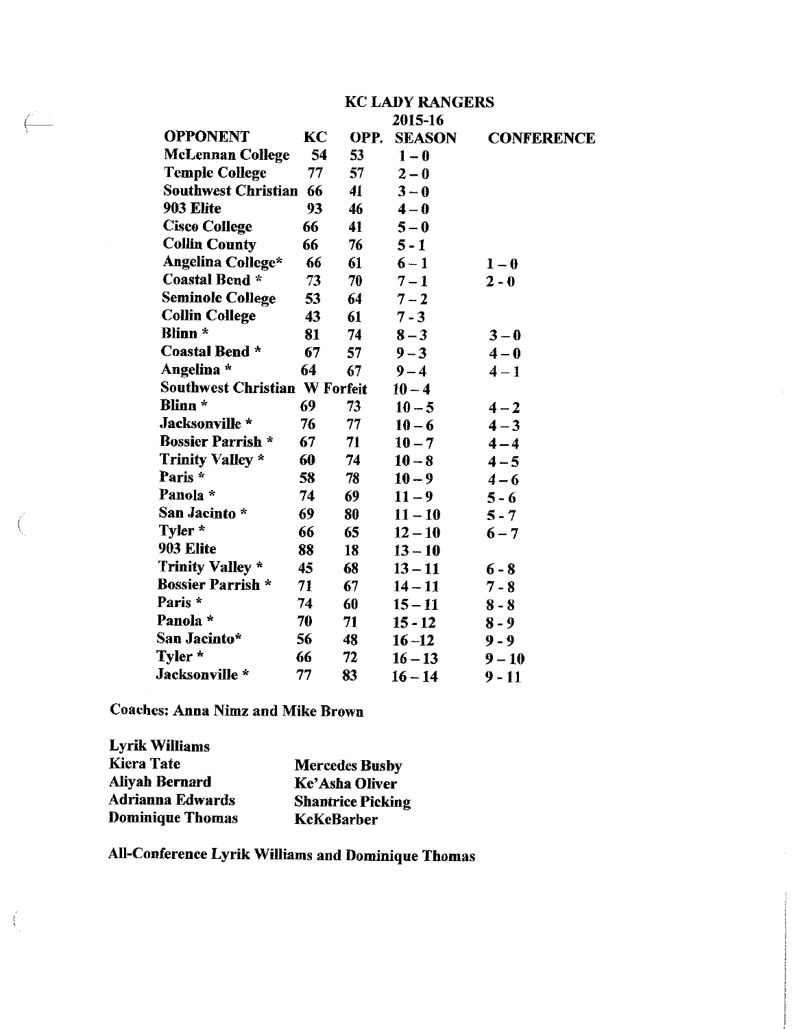# KC LADY RANGERS

## 2015-16

| OPPONENT | KC | OPP. | SEASON | CONFERENCE |
|---|---|---|---|---|
| McLennan College | 54 | 53 | 1 – 0 | |
| Temple College | 77 | 57 | 2 – 0 | |
| Southwest Christian | 66 | 41 | 3 – 0 | |
| 903 Elite | 93 | 46 | 4 – 0 | |
| Cisco College | 66 | 41 | 5 – 0 | |
| Collin County | 66 | 76 | 5 - 1 | |
| Angelina College* | 66 | 61 | 6 – 1 | 1 – 0 |
| Coastal Bend * | 73 | 70 | 7 – 1 | 2 - 0 |
| Seminole College | 53 | 64 | 7 – 2 | |
| Collin College | 43 | 61 | 7 - 3 | |
| Blinn * | 81 | 74 | 8 – 3 | 3 – 0 |
| Coastal Bend * | 67 | 57 | 9 – 3 | 4 – 0 |
| Angelina * | 64 | 67 | 9 – 4 | 4 – 1 |
| Southwest Christian | W Forfeit | | 10 – 4 | |
| Blinn * | 69 | 73 | 10 – 5 | 4 – 2 |
| Jacksonville * | 76 | 77 | 10 – 6 | 4 – 3 |
| Bossier Parrish * | 67 | 71 | 10 – 7 | 4 – 4 |
| Trinity Valley * | 60 | 74 | 10 – 8 | 4 – 5 |
| Paris * | 58 | 78 | 10 – 9 | 4 – 6 |
| Panola * | 74 | 69 | 11 – 9 | 5 - 6 |
| San Jacinto * | 69 | 80 | 11 – 10 | 5 - 7 |
| Tyler * | 66 | 65 | 12 – 10 | 6 – 7 |
| 903 Elite | 88 | 18 | 13 – 10 | |
| Trinity Valley * | 45 | 68 | 13 – 11 | 6 - 8 |
| Bossier Parrish * | 71 | 67 | 14 – 11 | 7 - 8 |
| Paris * | 74 | 60 | 15 – 11 | 8 - 8 |
| Panola * | 70 | 71 | 15 - 12 | 8 - 9 |
| San Jacinto* | 56 | 48 | 16 –12 | 9 - 9 |
| Tyler * | 66 | 72 | 16 – 13 | 9 – 10 |
| Jacksonville * | 77 | 83 | 16 – 14 | 9 - 11 |

**Coaches: Anna Nimz and Mike Brown**

**Lyrik Williams**
**Kiera Tate**
**Aliyah Bernard**
**Adrianna Edwards**
**Dominique Thomas**
**Mercedes Busby**
**Ke'Asha Oliver**
**Shantrice Picking**
**KeKeBarber**

**All-Conference Lyrik Williams and Dominique Thomas**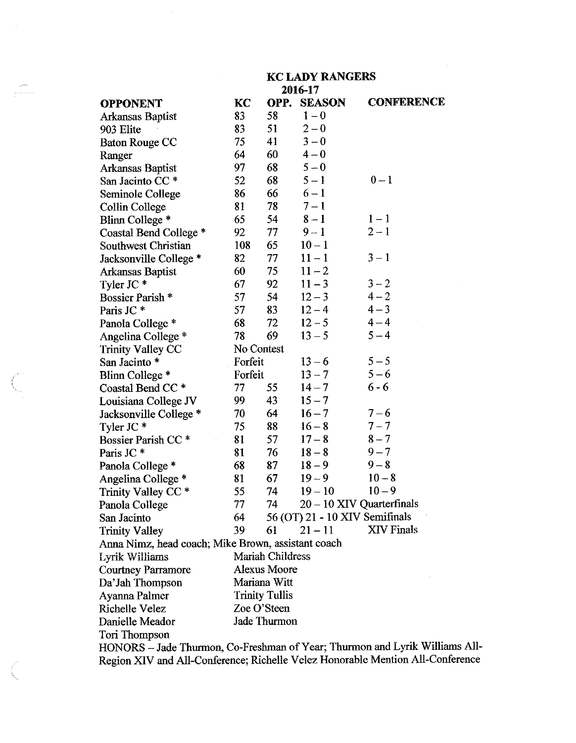# KC LADY RANGERS
## 2016-17

| OPPONENT | KC | OPP. | SEASON | CONFERENCE |
|---|---|---|---|---|
| Arkansas Baptist | 83 | 58 | 1 – 0 | |
| 903 Elite | 83 | 51 | 2 – 0 | |
| Baton Rouge CC | 75 | 41 | 3 – 0 | |
| Ranger | 64 | 60 | 4 – 0 | |
| Arkansas Baptist | 97 | 68 | 5 – 0 | |
| San Jacinto CC * | 52 | 68 | 5 – 1 | 0 – 1 |
| Seminole College | 86 | 66 | 6 – 1 | |
| Collin College | 81 | 78 | 7 – 1 | |
| Blinn College * | 65 | 54 | 8 – 1 | 1 – 1 |
| Coastal Bend College * | 92 | 77 | 9 – 1 | 2 – 1 |
| Southwest Christian | 108 | 65 | 10 – 1 | |
| Jacksonville College * | 82 | 77 | 11 – 1 | 3 – 1 |
| Arkansas Baptist | 60 | 75 | 11 – 2 | |
| Tyler JC * | 67 | 92 | 11 – 3 | 3 – 2 |
| Bossier Parish * | 57 | 54 | 12 – 3 | 4 – 2 |
| Paris JC * | 57 | 83 | 12 – 4 | 4 – 3 |
| Panola College * | 68 | 72 | 12 – 5 | 4 – 4 |
| Angelina College * | 78 | 69 | 13 – 5 | 5 – 4 |
| Trinity Valley CC | No Contest | | | |
| San Jacinto * | Forfeit | | 13 – 6 | 5 – 5 |
| Blinn College * | Forfeit | | 13 – 7 | 5 – 6 |
| Coastal Bend CC * | 77 | 55 | 14 – 7 | 6 - 6 |
| Louisiana College JV | 99 | 43 | 15 – 7 | |
| Jacksonville College * | 70 | 64 | 16 – 7 | 7 – 6 |
| Tyler JC * | 75 | 88 | 16 – 8 | 7 – 7 |
| Bossier Parish CC * | 81 | 57 | 17 – 8 | 8 – 7 |
| Paris JC * | 81 | 76 | 18 – 8 | 9 – 7 |
| Panola College * | 68 | 87 | 18 – 9 | 9 – 8 |
| Angelina College * | 81 | 67 | 19 – 9 | 10 – 8 |
| Trinity Valley CC * | 55 | 74 | 19 – 10 | 10 – 9 |
| Panola College | 77 | 74 | 20 – 10 XIV Quarterfinals | |
| San Jacinto | 64 | 56 (OT) | 21 - 10 XIV Semifinals | |
| Trinity Valley | 39 | 61 | 21 – 11 | XIV Finals |

Anna Nimz, head coach; Mike Brown, assistant coach

| | |
|---|---|
| Lyrik Williams | Mariah Childress |
| Courtney Parramore | Alexus Moore |
| Da'Jah Thompson | Mariana Witt |
| Ayanna Palmer | Trinity Tullis |
| Richelle Velez | Zoe O'Steen |
| Danielle Meador | Jade Thurmon |
| Tori Thompson | |

HONORS – Jade Thurmon, Co-Freshman of Year; Thurmon and Lyrik Williams All-Region XIV and All-Conference; Richelle Velez Honorable Mention All-Conference